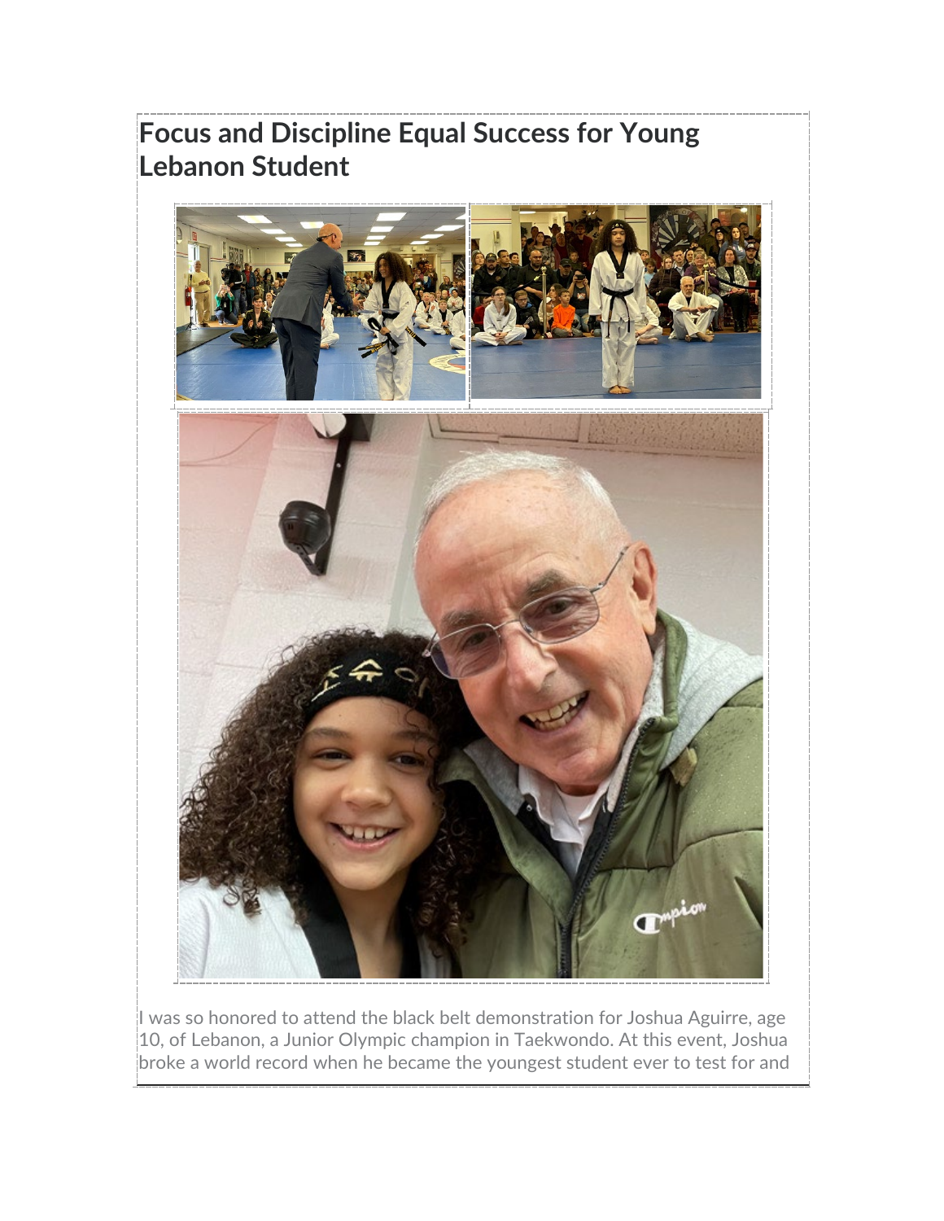# Focus and Discipline Equal Success for Young Lebanon Student

I was so honored to attend the black belt demonstration for Joshua Aguirre, age 10, of Lebanon, a Junior Olympic champion in Taekwondo. At this event, Joshua broke a world record when he became the youngest student ever to test for and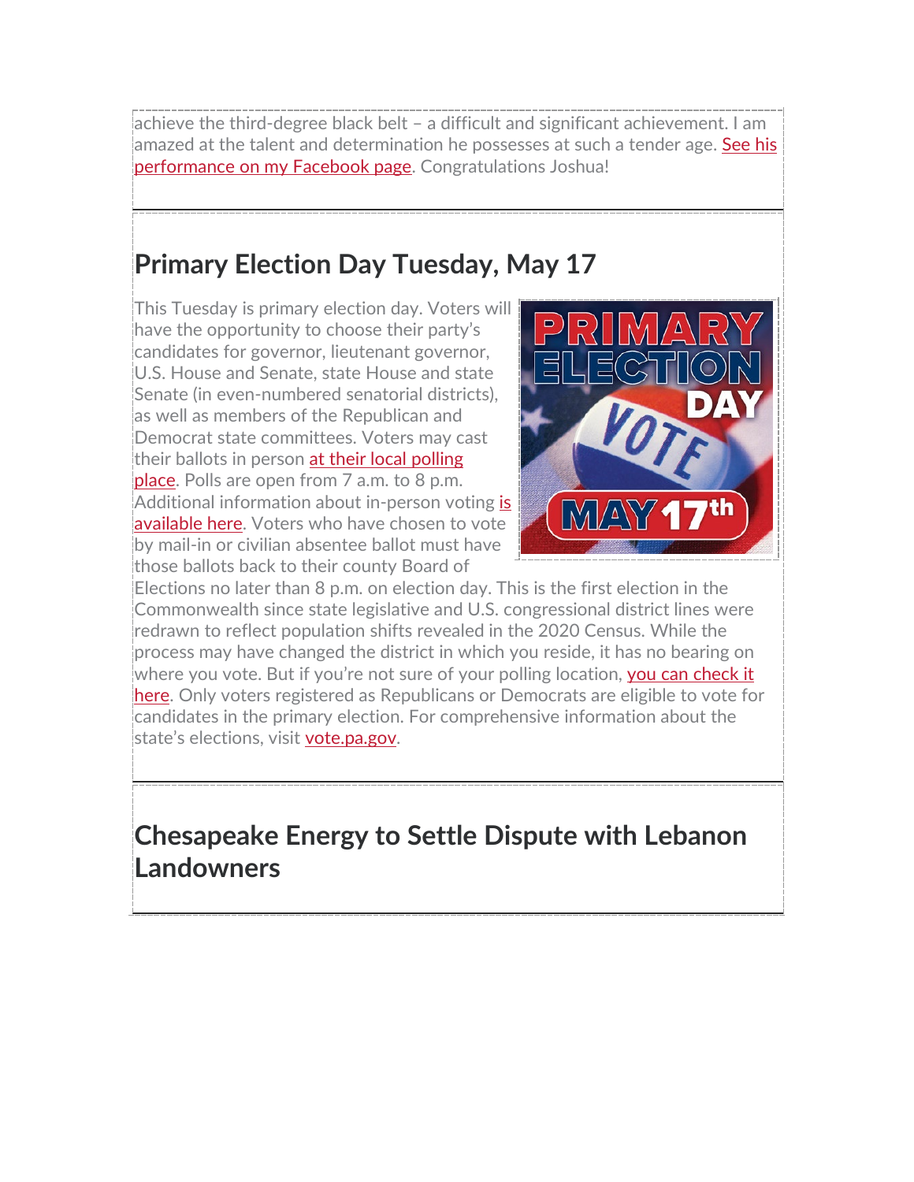achieve the third-degree black belt – a difficult and significant achievement. I am amazed at the talent and determination he possesses at such a tender age. See his performance on my Facebook page. Congratulations Joshua!

## Primary Election Day Tuesday, May 17

This Tuesday is primary election day. Voters will have the opportunity to choose their party's candidates for governor, lieutenant governor, U.S. House and Senate, state House and state Senate (in even-numbered senatorial districts), as well as members of the Republican and Democrat state committees. Voters may cast their ballots in person at their local polling place. Polls are open from 7 a.m. to 8 p.m. Additional information about in-person voting is available here. Voters who have chosen to vote by mail-in or civilian absentee ballot must have those ballots back to their county Board of Elections no later than 8 p.m. on election day. This is the first election in the Commonwealth since state legislative and U.S. congressional district lines were redrawn to reflect population shifts revealed in the 2020 Census. While the process may have changed the district in which you reside, it has no bearing on where you vote. But if you're not sure of your polling location, you can check it here. Only voters registered as Republicans or Democrats are eligible to vote for candidates in the primary election. For comprehensive information about the state's elections, visit vote.pa.gov.

## Chesapeake Energy to Settle Dispute with Lebanon Landowners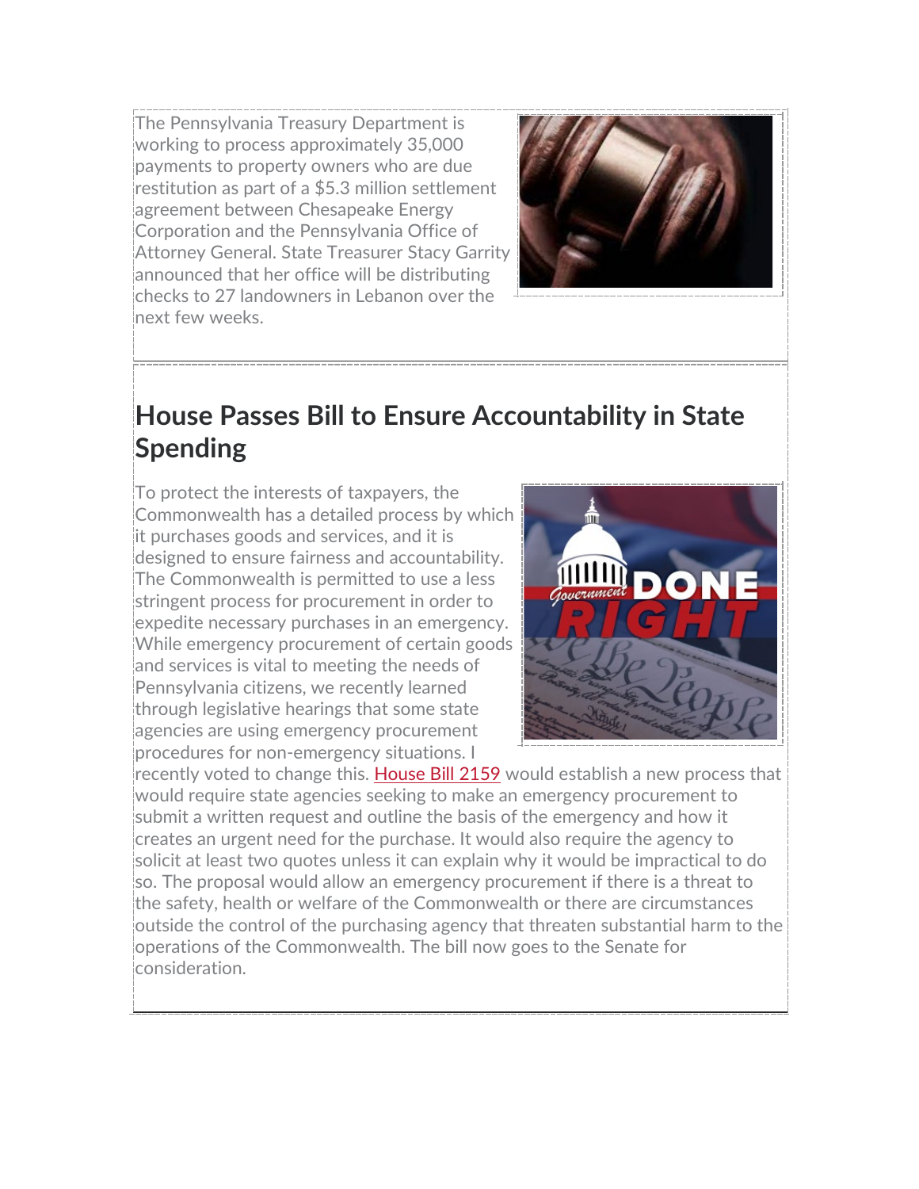The Pennsylvania Treasury Department is working to process approximately 35,000 payments to property owners who are due restitution as part of a $5.3 million settlement agreement between Chesapeake Energy Corporation and the Pennsylvania Office of Attorney General. State Treasurer Stacy Garrity announced that her office will be distributing checks to 27 landowners in Lebanon over the next few weeks.

## House Passes Bill to Ensure Accountability in State Spending

To protect the interests of taxpayers, the Commonwealth has a detailed process by which it purchases goods and services, and it is designed to ensure fairness and accountability. The Commonwealth is permitted to use a less stringent process for procurement in order to expedite necessary purchases in an emergency. While emergency procurement of certain goods and services is vital to meeting the needs of Pennsylvania citizens, we recently learned through legislative hearings that some state agencies are using emergency procurement procedures for non-emergency situations. I recently voted to change this. House Bill 2159 would establish a new process that would require state agencies seeking to make an emergency procurement to submit a written request and outline the basis of the emergency and how it creates an urgent need for the purchase. It would also require the agency to solicit at least two quotes unless it can explain why it would be impractical to do so. The proposal would allow an emergency procurement if there is a threat to the safety, health or welfare of the Commonwealth or there are circumstances outside the control of the purchasing agency that threaten substantial harm to the operations of the Commonwealth. The bill now goes to the Senate for consideration.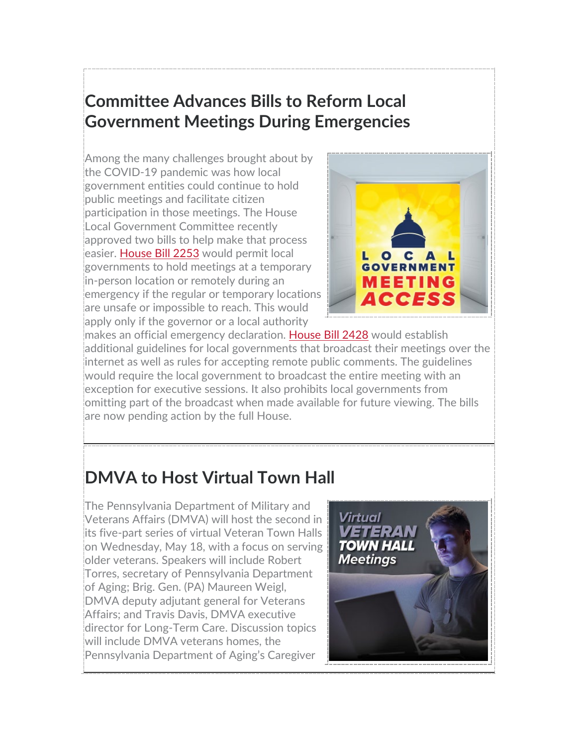## Committee Advances Bills to Reform Local Government Meetings During Emergencies

Among the many challenges brought about by the COVID-19 pandemic was how local government entities could continue to hold public meetings and facilitate citizen participation in those meetings. The House Local Government Committee recently approved two bills to help make that process easier. House Bill 2253 would permit local governments to hold meetings at a temporary in-person location or remotely during an emergency if the regular or temporary locations are unsafe or impossible to reach. This would apply only if the governor or a local authority makes an official emergency declaration. House Bill 2428 would establish additional guidelines for local governments that broadcast their meetings over the internet as well as rules for accepting remote public comments. The guidelines would require the local government to broadcast the entire meeting with an exception for executive sessions. It also prohibits local governments from omitting part of the broadcast when made available for future viewing. The bills are now pending action by the full House.

## DMVA to Host Virtual Town Hall

The Pennsylvania Department of Military and Veterans Affairs (DMVA) will host the second in its five-part series of virtual Veteran Town Halls on Wednesday, May 18, with a focus on serving older veterans. Speakers will include Robert Torres, secretary of Pennsylvania Department of Aging; Brig. Gen. (PA) Maureen Weigl, DMVA deputy adjutant general for Veterans Affairs; and Travis Davis, DMVA executive director for Long-Term Care. Discussion topics will include DMVA veterans homes, the Pennsylvania Department of Aging's Caregiver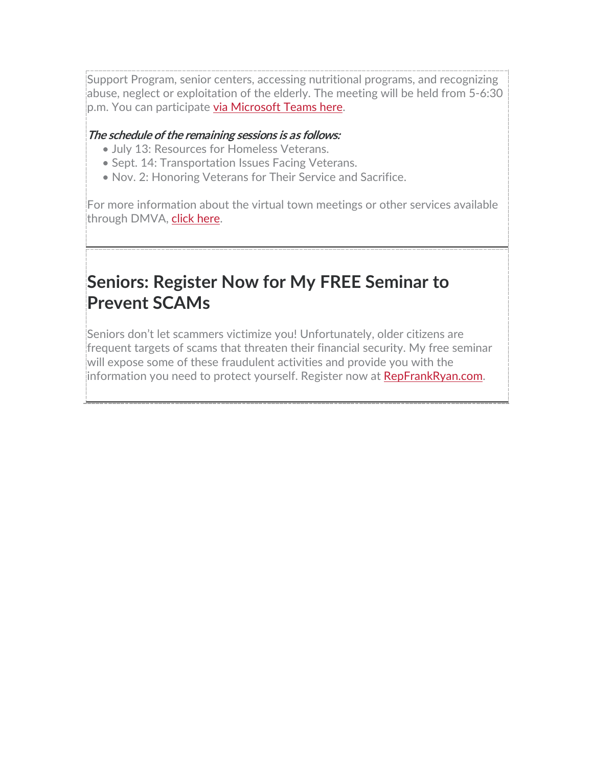Support Program, senior centers, accessing nutritional programs, and recognizing abuse, neglect or exploitation of the elderly. The meeting will be held from 5-6:30 p.m. You can participate via Microsoft Teams here.

***The schedule of the remaining sessions is as follows:***

- July 13: Resources for Homeless Veterans.
- Sept. 14: Transportation Issues Facing Veterans.
- Nov. 2: Honoring Veterans for Their Service and Sacrifice.

For more information about the virtual town meetings or other services available through DMVA, click here.

---

## Seniors: Register Now for My FREE Seminar to Prevent SCAMs

Seniors don't let scammers victimize you! Unfortunately, older citizens are frequent targets of scams that threaten their financial security. My free seminar will expose some of these fraudulent activities and provide you with the information you need to protect yourself. Register now at RepFrankRyan.com.

---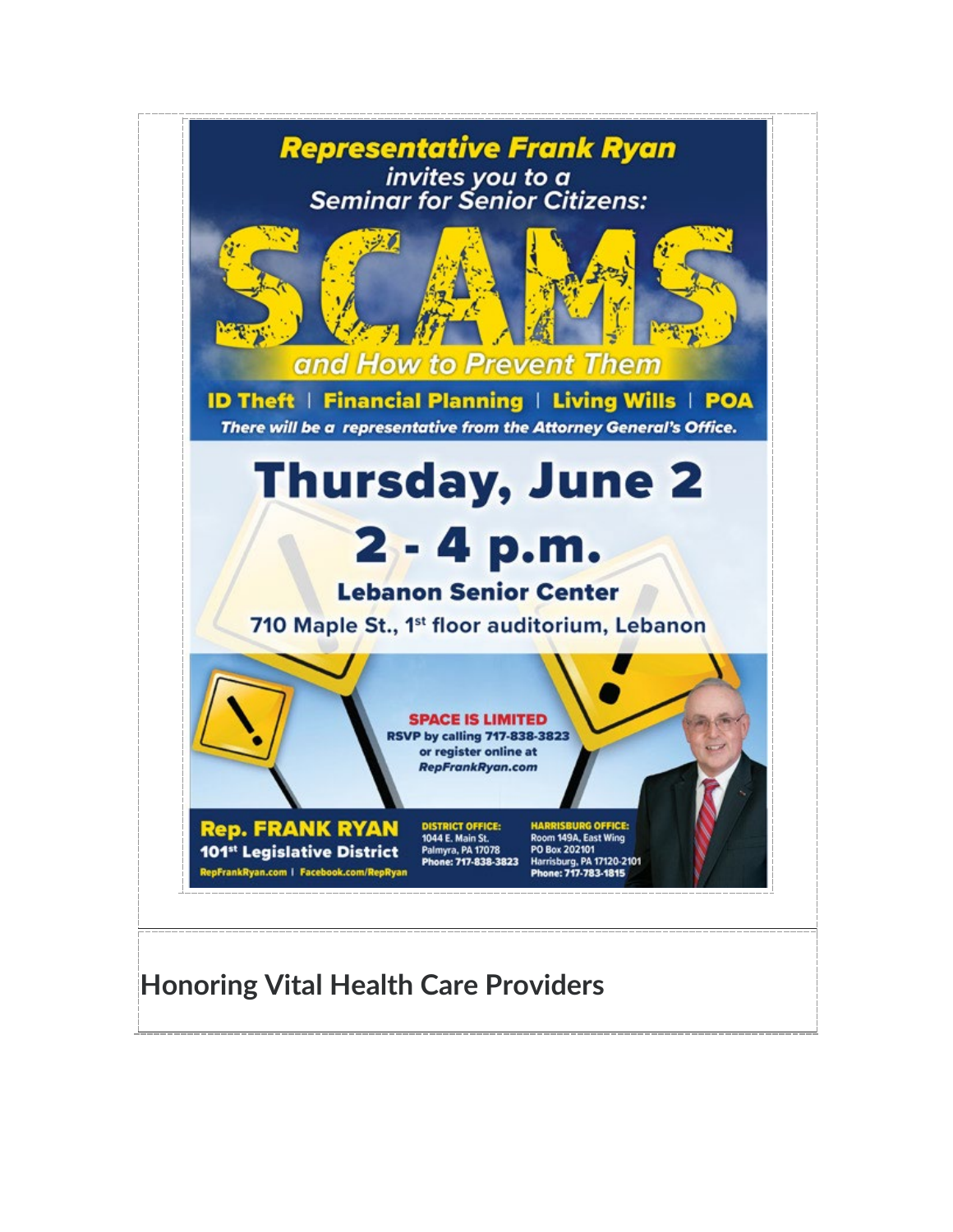**Representative Frank Ryan**

*invites you to a Seminar for Senior Citizens:*

# SCAMS

*and How to Prevent Them*

**ID Theft | Financial Planning | Living Wills | POA**

*There will be a representative from the Attorney General's Office.*

## Thursday, June 2

## 2 - 4 p.m.

**Lebanon Senior Center**

**710 Maple St., 1st floor auditorium, Lebanon**

**SPACE IS LIMITED**

**RSVP by calling 717-838-3823 or register online at *RepFrankRyan.com***

**Rep. FRANK RYAN**
**101st Legislative District**
RepFrankRyan.com | Facebook.com/RepRyan

**DISTRICT OFFICE:**
1044 E. Main St.
Palmyra, PA 17078
Phone: 717-838-3823

**HARRISBURG OFFICE:**
Room 149A, East Wing
PO Box 202101
Harrisburg, PA 17120-2101
Phone: 717-783-1815

## Honoring Vital Health Care Providers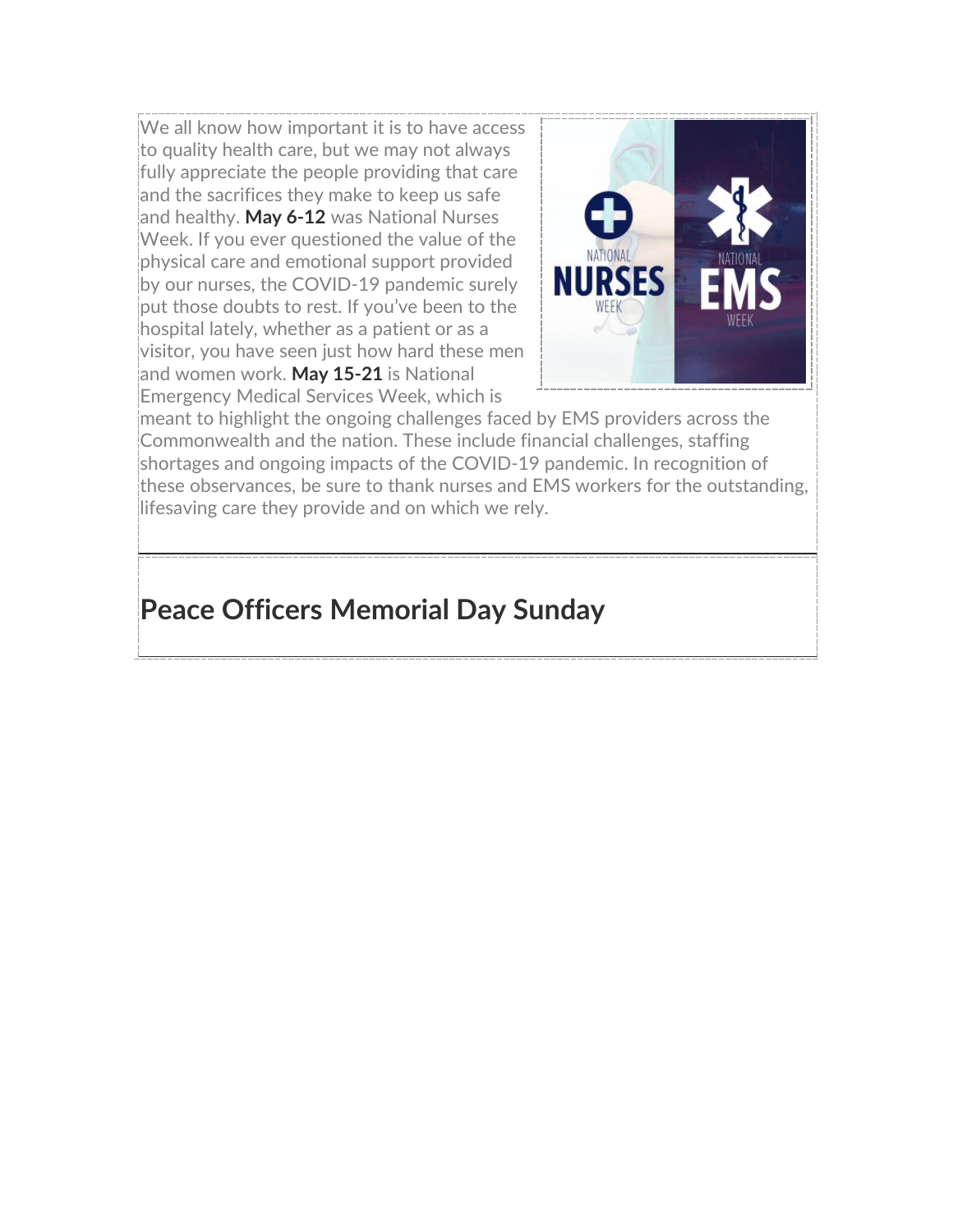We all know how important it is to have access to quality health care, but we may not always fully appreciate the people providing that care and the sacrifices they make to keep us safe and healthy. **May 6-12** was National Nurses Week. If you ever questioned the value of the physical care and emotional support provided by our nurses, the COVID-19 pandemic surely put those doubts to rest. If you've been to the hospital lately, whether as a patient or as a visitor, you have seen just how hard these men and women work. **May 15-21** is National Emergency Medical Services Week, which is meant to highlight the ongoing challenges faced by EMS providers across the Commonwealth and the nation. These include financial challenges, staffing shortages and ongoing impacts of the COVID-19 pandemic. In recognition of these observances, be sure to thank nurses and EMS workers for the outstanding, lifesaving care they provide and on which we rely.

---

## Peace Officers Memorial Day Sunday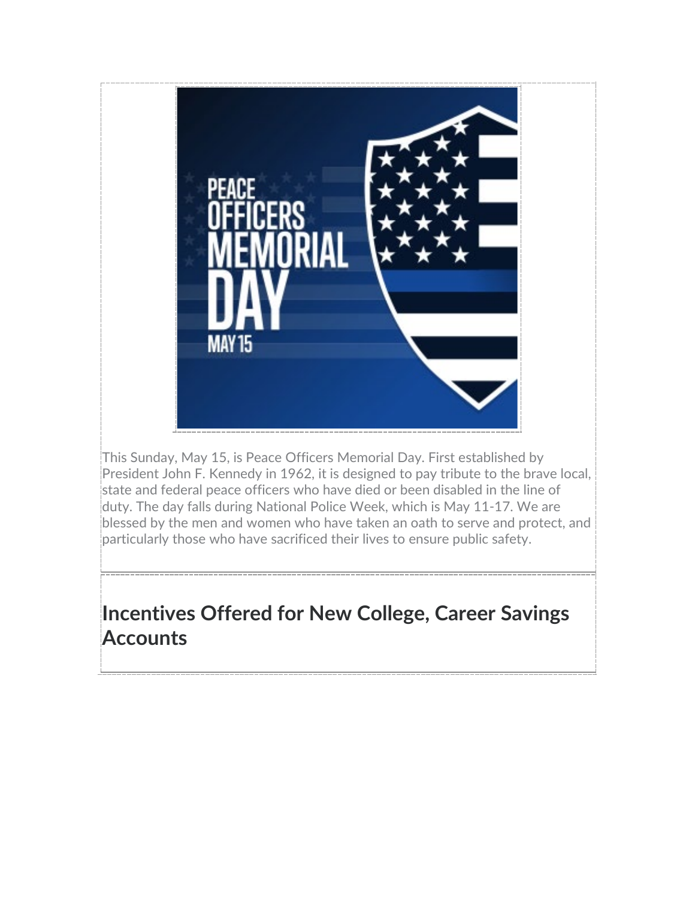This Sunday, May 15, is Peace Officers Memorial Day. First established by President John F. Kennedy in 1962, it is designed to pay tribute to the brave local, state and federal peace officers who have died or been disabled in the line of duty. The day falls during National Police Week, which is May 11-17. We are blessed by the men and women who have taken an oath to serve and protect, and particularly those who have sacrificed their lives to ensure public safety.

## Incentives Offered for New College, Career Savings Accounts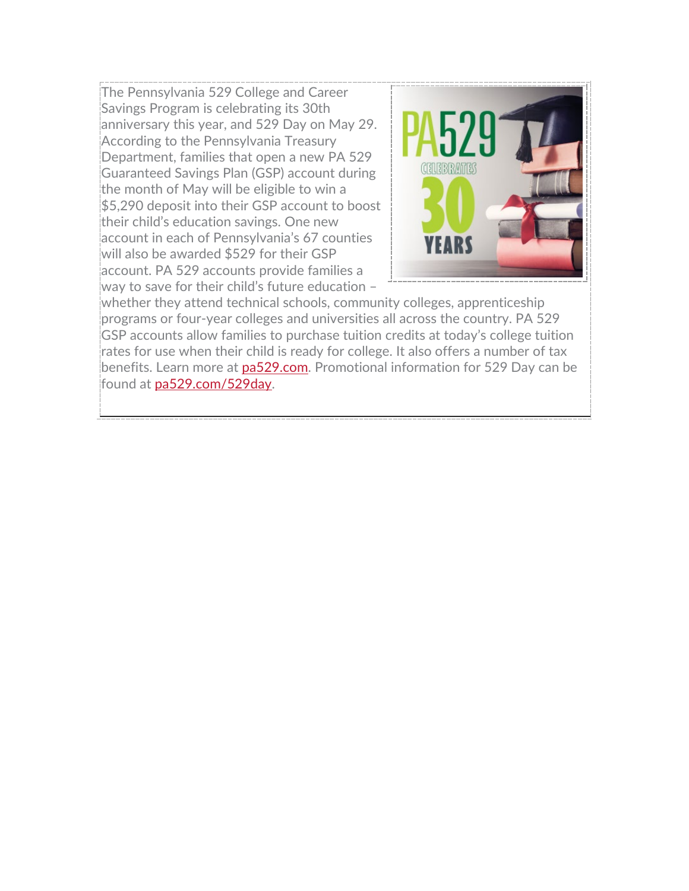The Pennsylvania 529 College and Career Savings Program is celebrating its 30th anniversary this year, and 529 Day on May 29. According to the Pennsylvania Treasury Department, families that open a new PA 529 Guaranteed Savings Plan (GSP) account during the month of May will be eligible to win a $5,290 deposit into their GSP account to boost their child's education savings. One new account in each of Pennsylvania's 67 counties will also be awarded $529 for their GSP account. PA 529 accounts provide families a way to save for their child's future education – whether they attend technical schools, community colleges, apprenticeship programs or four-year colleges and universities all across the country. PA 529 GSP accounts allow families to purchase tuition credits at today's college tuition rates for use when their child is ready for college. It also offers a number of tax benefits. Learn more at pa529.com. Promotional information for 529 Day can be found at pa529.com/529day.